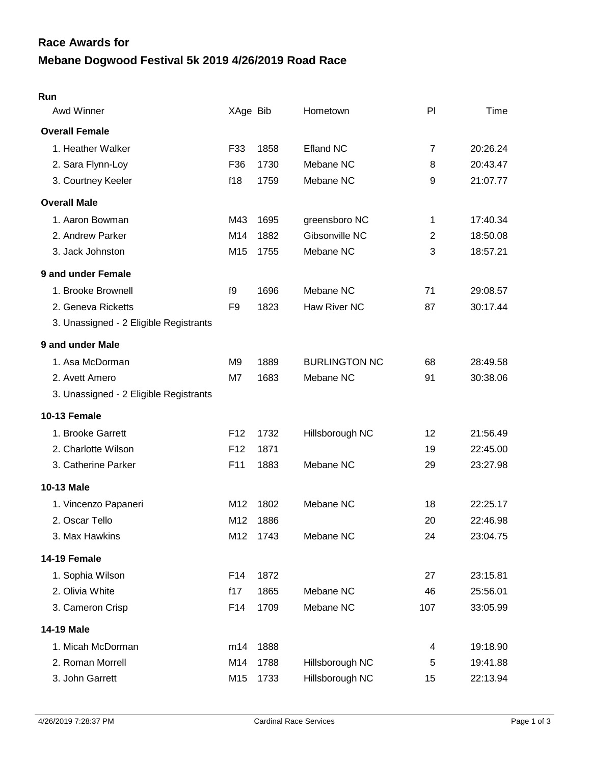# Race Awards for
# Mebane Dogwood Festival 5k 2019 4/26/2019 Road Race

**Run**

| Awd Winner | XAge | Bib | Hometown | Pl | Time |
|---|---|---|---|---|---|
| **Overall Female** | | | | | |
| 1. Heather Walker | F33 | 1858 | Efland NC | 7 | 20:26.24 |
| 2. Sara Flynn-Loy | F36 | 1730 | Mebane NC | 8 | 20:43.47 |
| 3. Courtney Keeler | f18 | 1759 | Mebane NC | 9 | 21:07.77 |
| **Overall Male** | | | | | |
| 1. Aaron Bowman | M43 | 1695 | greensboro NC | 1 | 17:40.34 |
| 2. Andrew Parker | M14 | 1882 | Gibsonville NC | 2 | 18:50.08 |
| 3. Jack Johnston | M15 | 1755 | Mebane NC | 3 | 18:57.21 |
| **9 and under Female** | | | | | |
| 1. Brooke Brownell | f9 | 1696 | Mebane NC | 71 | 29:08.57 |
| 2. Geneva Ricketts | F9 | 1823 | Haw River NC | 87 | 30:17.44 |
| 3. Unassigned - 2 Eligible Registrants | | | | | |
| **9 and under Male** | | | | | |
| 1. Asa McDorman | M9 | 1889 | BURLINGTON NC | 68 | 28:49.58 |
| 2. Avett Amero | M7 | 1683 | Mebane NC | 91 | 30:38.06 |
| 3. Unassigned - 2 Eligible Registrants | | | | | |
| **10-13 Female** | | | | | |
| 1. Brooke Garrett | F12 | 1732 | Hillsborough NC | 12 | 21:56.49 |
| 2. Charlotte Wilson | F12 | 1871 | | 19 | 22:45.00 |
| 3. Catherine Parker | F11 | 1883 | Mebane NC | 29 | 23:27.98 |
| **10-13 Male** | | | | | |
| 1. Vincenzo Papaneri | M12 | 1802 | Mebane NC | 18 | 22:25.17 |
| 2. Oscar Tello | M12 | 1886 | | 20 | 22:46.98 |
| 3. Max Hawkins | M12 | 1743 | Mebane NC | 24 | 23:04.75 |
| **14-19 Female** | | | | | |
| 1. Sophia Wilson | F14 | 1872 | | 27 | 23:15.81 |
| 2. Olivia White | f17 | 1865 | Mebane NC | 46 | 25:56.01 |
| 3. Cameron Crisp | F14 | 1709 | Mebane NC | 107 | 33:05.99 |
| **14-19 Male** | | | | | |
| 1. Micah McDorman | m14 | 1888 | | 4 | 19:18.90 |
| 2. Roman Morrell | M14 | 1788 | Hillsborough NC | 5 | 19:41.88 |
| 3. John Garrett | M15 | 1733 | Hillsborough NC | 15 | 22:13.94 |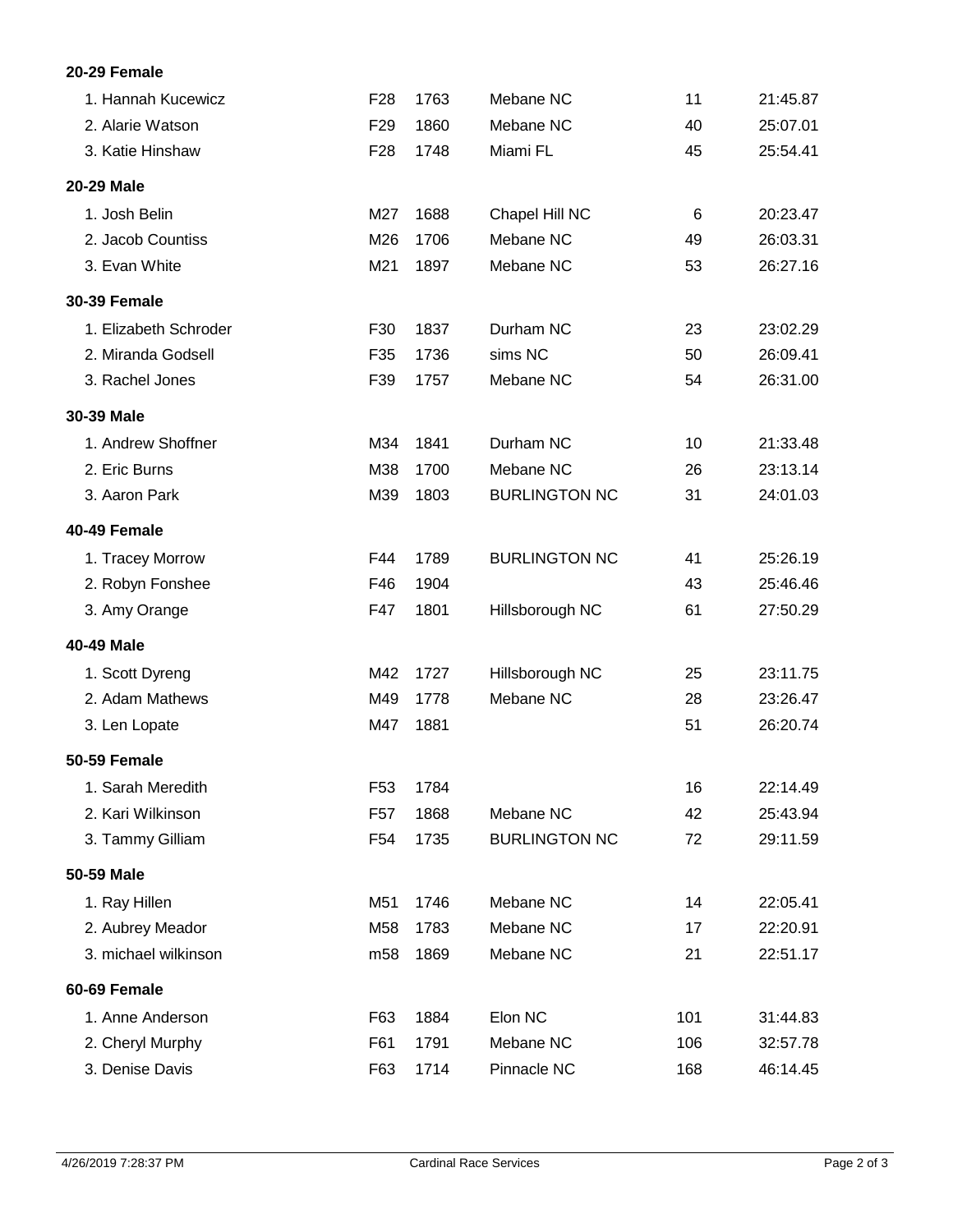**20-29 Female**

| | | | | | |
|---|---|---|---|---|---|
| 1. Hannah Kucewicz | F28 | 1763 | Mebane NC | 11 | 21:45.87 |
| 2. Alarie Watson | F29 | 1860 | Mebane NC | 40 | 25:07.01 |
| 3. Katie Hinshaw | F28 | 1748 | Miami FL | 45 | 25:54.41 |

**20-29 Male**

| | | | | | |
|---|---|---|---|---|---|
| 1. Josh Belin | M27 | 1688 | Chapel Hill NC | 6 | 20:23.47 |
| 2. Jacob Countiss | M26 | 1706 | Mebane NC | 49 | 26:03.31 |
| 3. Evan White | M21 | 1897 | Mebane NC | 53 | 26:27.16 |

**30-39 Female**

| | | | | | |
|---|---|---|---|---|---|
| 1. Elizabeth Schroder | F30 | 1837 | Durham NC | 23 | 23:02.29 |
| 2. Miranda Godsell | F35 | 1736 | sims NC | 50 | 26:09.41 |
| 3. Rachel Jones | F39 | 1757 | Mebane NC | 54 | 26:31.00 |

**30-39 Male**

| | | | | | |
|---|---|---|---|---|---|
| 1. Andrew Shoffner | M34 | 1841 | Durham NC | 10 | 21:33.48 |
| 2. Eric Burns | M38 | 1700 | Mebane NC | 26 | 23:13.14 |
| 3. Aaron Park | M39 | 1803 | BURLINGTON NC | 31 | 24:01.03 |

**40-49 Female**

| | | | | | |
|---|---|---|---|---|---|
| 1. Tracey Morrow | F44 | 1789 | BURLINGTON NC | 41 | 25:26.19 |
| 2. Robyn Fonshee | F46 | 1904 | | 43 | 25:46.46 |
| 3. Amy Orange | F47 | 1801 | Hillsborough NC | 61 | 27:50.29 |

**40-49 Male**

| | | | | | |
|---|---|---|---|---|---|
| 1. Scott Dyreng | M42 | 1727 | Hillsborough NC | 25 | 23:11.75 |
| 2. Adam Mathews | M49 | 1778 | Mebane NC | 28 | 23:26.47 |
| 3. Len Lopate | M47 | 1881 | | 51 | 26:20.74 |

**50-59 Female**

| | | | | | |
|---|---|---|---|---|---|
| 1. Sarah Meredith | F53 | 1784 | | 16 | 22:14.49 |
| 2. Kari Wilkinson | F57 | 1868 | Mebane NC | 42 | 25:43.94 |
| 3. Tammy Gilliam | F54 | 1735 | BURLINGTON NC | 72 | 29:11.59 |

**50-59 Male**

| | | | | | |
|---|---|---|---|---|---|
| 1. Ray Hillen | M51 | 1746 | Mebane NC | 14 | 22:05.41 |
| 2. Aubrey Meador | M58 | 1783 | Mebane NC | 17 | 22:20.91 |
| 3. michael wilkinson | m58 | 1869 | Mebane NC | 21 | 22:51.17 |

**60-69 Female**

| | | | | | |
|---|---|---|---|---|---|
| 1. Anne Anderson | F63 | 1884 | Elon NC | 101 | 31:44.83 |
| 2. Cheryl Murphy | F61 | 1791 | Mebane NC | 106 | 32:57.78 |
| 3. Denise Davis | F63 | 1714 | Pinnacle NC | 168 | 46:14.45 |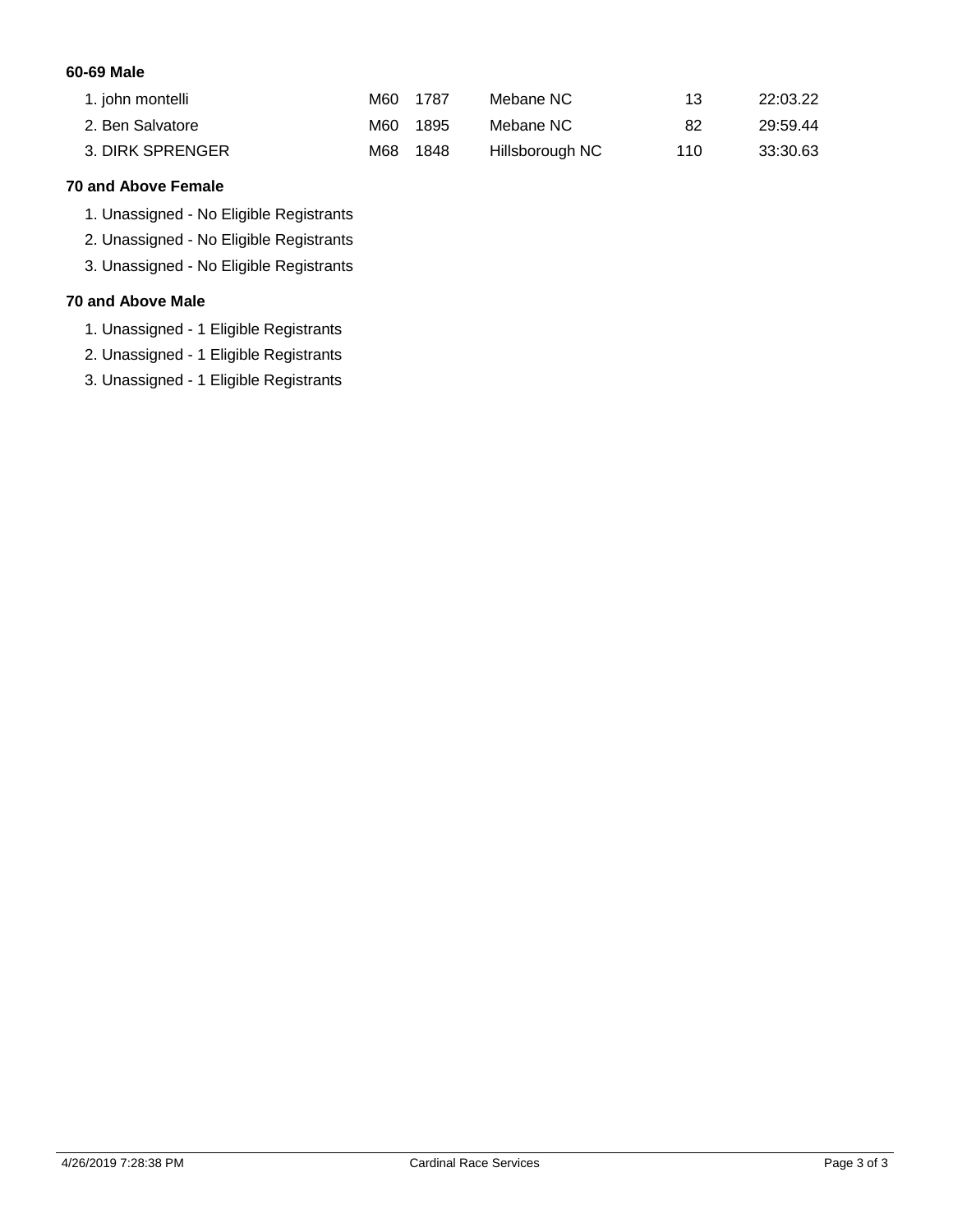### 60-69 Male

| | | | | | |
|---|---|---|---|---|---|
| 1. john montelli | M60 | 1787 | Mebane NC | 13 | 22:03.22 |
| 2. Ben Salvatore | M60 | 1895 | Mebane NC | 82 | 29:59.44 |
| 3. DIRK SPRENGER | M68 | 1848 | Hillsborough NC | 110 | 33:30.63 |

### 70 and Above Female

1. Unassigned - No Eligible Registrants
2. Unassigned - No Eligible Registrants
3. Unassigned - No Eligible Registrants

### 70 and Above Male

1. Unassigned - 1 Eligible Registrants
2. Unassigned - 1 Eligible Registrants
3. Unassigned - 1 Eligible Registrants